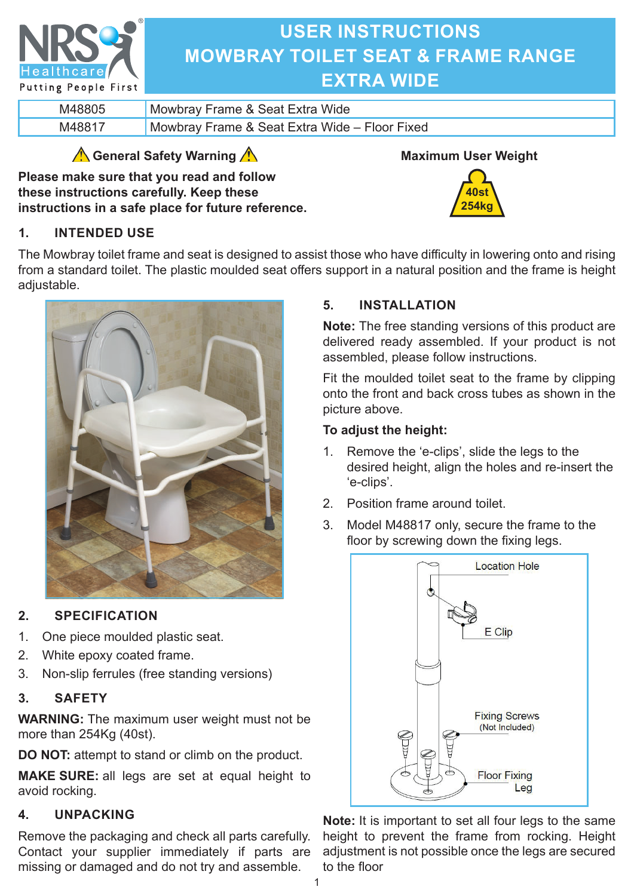# USER INSTRUCTIONS
# MOWBRAY TOILET SEAT & FRAME RANGE
# EXTRA WIDE

| M48805 | Mowbray Frame & Seat Extra Wide |
|---|---|
| M48817 | Mowbray Frame & Seat Extra Wide – Floor Fixed |

**⚠ General Safety Warning ⚠**

**Please make sure that you read and follow these instructions carefully. Keep these instructions in a safe place for future reference.**

**Maximum User Weight**

40st
254kg

## 1. INTENDED USE

The Mowbray toilet frame and seat is designed to assist those who have difficulty in lowering onto and rising from a standard toilet. The plastic moulded seat offers support in a natural position and the frame is height adjustable.

## 2. SPECIFICATION

1. One piece moulded plastic seat.
2. White epoxy coated frame.
3. Non-slip ferrules (free standing versions)

## 3. SAFETY

**WARNING:** The maximum user weight must not be more than 254Kg (40st).

**DO NOT:** attempt to stand or climb on the product.

**MAKE SURE:** all legs are set at equal height to avoid rocking.

## 4. UNPACKING

Remove the packaging and check all parts carefully. Contact your supplier immediately if parts are missing or damaged and do not try and assemble.

## 5. INSTALLATION

**Note:** The free standing versions of this product are delivered ready assembled. If your product is not assembled, please follow instructions.

Fit the moulded toilet seat to the frame by clipping onto the front and back cross tubes as shown in the picture above.

**To adjust the height:**

1. Remove the 'e-clips', slide the legs to the desired height, align the holes and re-insert the 'e-clips'.
2. Position frame around toilet.
3. Model M48817 only, secure the frame to the floor by screwing down the fixing legs.

Location Hole

E Clip

Fixing Screws (Not Included)

Floor Fixing Leg

**Note:** It is important to set all four legs to the same height to prevent the frame from rocking. Height adjustment is not possible once the legs are secured to the floor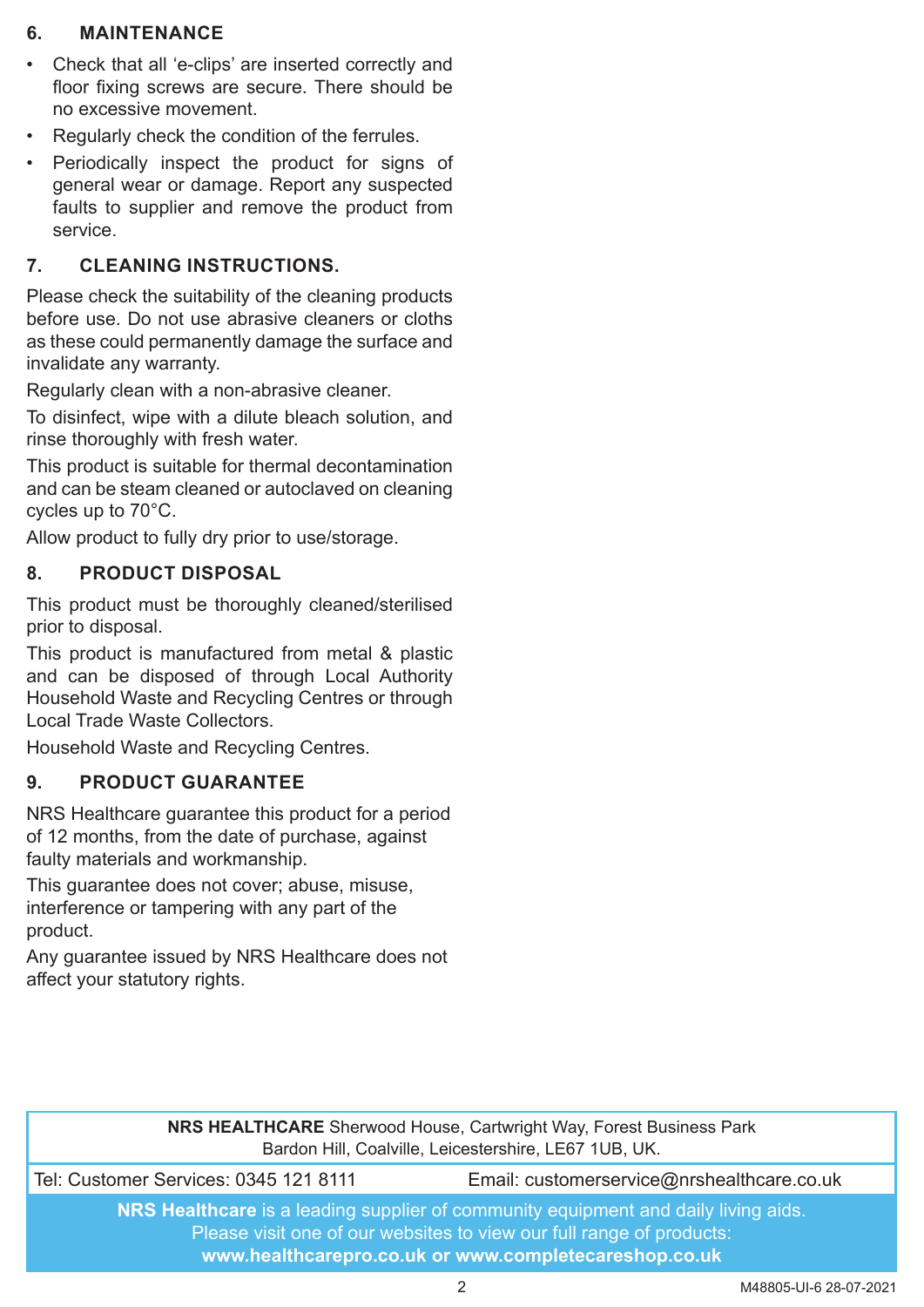## 6. MAINTENANCE

- Check that all 'e-clips' are inserted correctly and floor fixing screws are secure. There should be no excessive movement.
- Regularly check the condition of the ferrules.
- Periodically inspect the product for signs of general wear or damage. Report any suspected faults to supplier and remove the product from service.

## 7. CLEANING INSTRUCTIONS.

Please check the suitability of the cleaning products before use. Do not use abrasive cleaners or cloths as these could permanently damage the surface and invalidate any warranty.

Regularly clean with a non-abrasive cleaner.

To disinfect, wipe with a dilute bleach solution, and rinse thoroughly with fresh water.

This product is suitable for thermal decontamination and can be steam cleaned or autoclaved on cleaning cycles up to 70°C.

Allow product to fully dry prior to use/storage.

## 8. PRODUCT DISPOSAL

This product must be thoroughly cleaned/sterilised prior to disposal.

This product is manufactured from metal & plastic and can be disposed of through Local Authority Household Waste and Recycling Centres or through Local Trade Waste Collectors.

Household Waste and Recycling Centres.

## 9. PRODUCT GUARANTEE

NRS Healthcare guarantee this product for a period of 12 months, from the date of purchase, against faulty materials and workmanship.

This guarantee does not cover; abuse, misuse, interference or tampering with any part of the product.

Any guarantee issued by NRS Healthcare does not affect your statutory rights.

**NRS HEALTHCARE** Sherwood House, Cartwright Way, Forest Business Park Bardon Hill, Coalville, Leicestershire, LE67 1UB, UK.

Tel: Customer Services: 0345 121 8111 | Email: customerservice@nrshealthcare.co.uk

**NRS Healthcare** is a leading supplier of community equipment and daily living aids. Please visit one of our websites to view our full range of products: **www.healthcarepro.co.uk or www.completecareshop.co.uk**

M48805-UI-6 28-07-2021